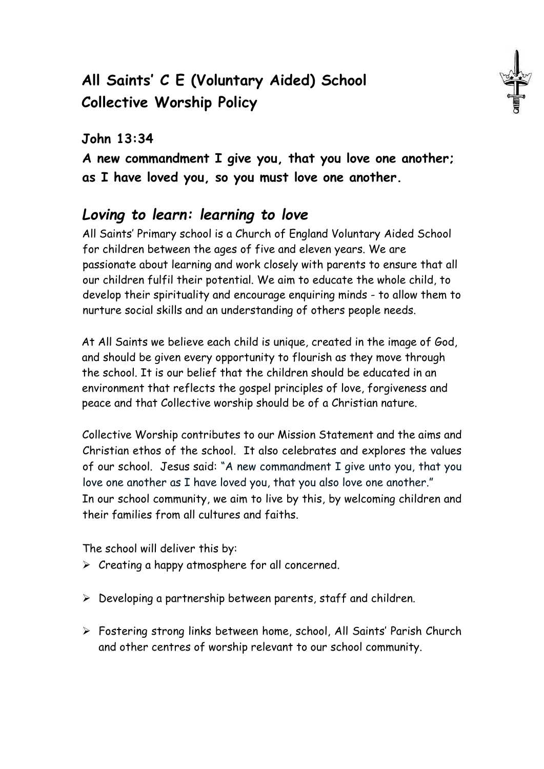# All Saints' C E (Voluntary Aided) School
# Collective Worship Policy

**John 13:34**

**A new commandment I give you, that you love one another; as I have loved you, so you must love one another.**

## *Loving to learn: learning to love*

All Saints' Primary school is a Church of England Voluntary Aided School for children between the ages of five and eleven years. We are passionate about learning and work closely with parents to ensure that all our children fulfil their potential. We aim to educate the whole child, to develop their spirituality and encourage enquiring minds - to allow them to nurture social skills and an understanding of others people needs.

At All Saints we believe each child is unique, created in the image of God, and should be given every opportunity to flourish as they move through the school. It is our belief that the children should be educated in an environment that reflects the gospel principles of love, forgiveness and peace and that Collective worship should be of a Christian nature.

Collective Worship contributes to our Mission Statement and the aims and Christian ethos of the school. It also celebrates and explores the values of our school. Jesus said: "A new commandment I give unto you, that you love one another as I have loved you, that you also love one another." In our school community, we aim to live by this, by welcoming children and their families from all cultures and faiths.

The school will deliver this by:

- Creating a happy atmosphere for all concerned.
- Developing a partnership between parents, staff and children.
- Fostering strong links between home, school, All Saints' Parish Church and other centres of worship relevant to our school community.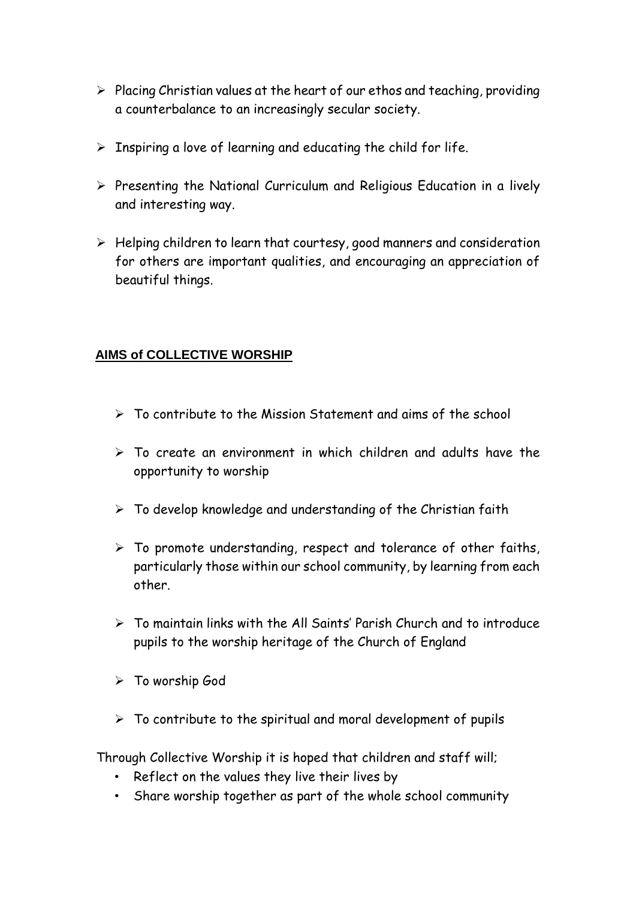- Placing Christian values at the heart of our ethos and teaching, providing a counterbalance to an increasingly secular society.
- Inspiring a love of learning and educating the child for life.
- Presenting the National Curriculum and Religious Education in a lively and interesting way.
- Helping children to learn that courtesy, good manners and consideration for others are important qualities, and encouraging an appreciation of beautiful things.

## AIMS of COLLECTIVE WORSHIP

- To contribute to the Mission Statement and aims of the school
- To create an environment in which children and adults have the opportunity to worship
- To develop knowledge and understanding of the Christian faith
- To promote understanding, respect and tolerance of other faiths, particularly those within our school community, by learning from each other.
- To maintain links with the All Saints' Parish Church and to introduce pupils to the worship heritage of the Church of England
- To worship God
- To contribute to the spiritual and moral development of pupils

Through Collective Worship it is hoped that children and staff will;

- Reflect on the values they live their lives by
- Share worship together as part of the whole school community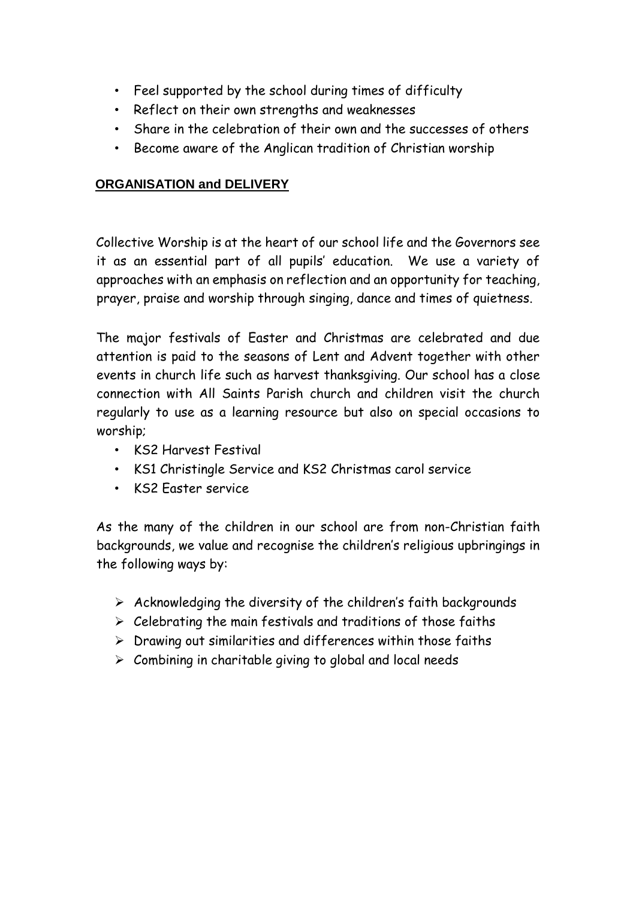- Feel supported by the school during times of difficulty
- Reflect on their own strengths and weaknesses
- Share in the celebration of their own and the successes of others
- Become aware of the Anglican tradition of Christian worship

## ORGANISATION and DELIVERY

Collective Worship is at the heart of our school life and the Governors see it as an essential part of all pupils' education. We use a variety of approaches with an emphasis on reflection and an opportunity for teaching, prayer, praise and worship through singing, dance and times of quietness.

The major festivals of Easter and Christmas are celebrated and due attention is paid to the seasons of Lent and Advent together with other events in church life such as harvest thanksgiving. Our school has a close connection with All Saints Parish church and children visit the church regularly to use as a learning resource but also on special occasions to worship;

- KS2 Harvest Festival
- KS1 Christingle Service and KS2 Christmas carol service
- KS2 Easter service

As the many of the children in our school are from non-Christian faith backgrounds, we value and recognise the children's religious upbringings in the following ways by:

- Acknowledging the diversity of the children's faith backgrounds
- Celebrating the main festivals and traditions of those faiths
- Drawing out similarities and differences within those faiths
- Combining in charitable giving to global and local needs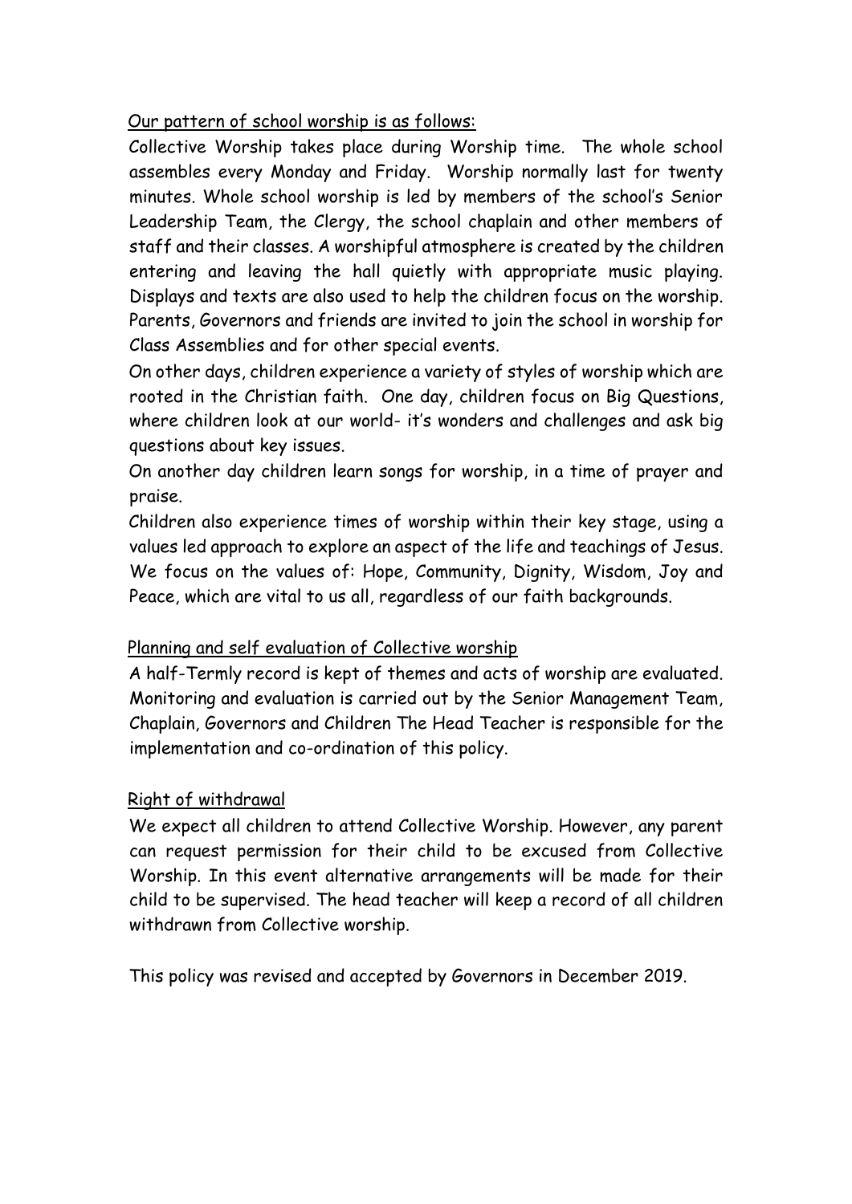Our pattern of school worship is as follows:

Collective Worship takes place during Worship time. The whole school assembles every Monday and Friday. Worship normally last for twenty minutes. Whole school worship is led by members of the school's Senior Leadership Team, the Clergy, the school chaplain and other members of staff and their classes. A worshipful atmosphere is created by the children entering and leaving the hall quietly with appropriate music playing. Displays and texts are also used to help the children focus on the worship. Parents, Governors and friends are invited to join the school in worship for Class Assemblies and for other special events.

On other days, children experience a variety of styles of worship which are rooted in the Christian faith. One day, children focus on Big Questions, where children look at our world- it's wonders and challenges and ask big questions about key issues.

On another day children learn songs for worship, in a time of prayer and praise.

Children also experience times of worship within their key stage, using a values led approach to explore an aspect of the life and teachings of Jesus. We focus on the values of: Hope, Community, Dignity, Wisdom, Joy and Peace, which are vital to us all, regardless of our faith backgrounds.

Planning and self evaluation of Collective worship

A half-Termly record is kept of themes and acts of worship are evaluated. Monitoring and evaluation is carried out by the Senior Management Team, Chaplain, Governors and Children The Head Teacher is responsible for the implementation and co-ordination of this policy.

Right of withdrawal

We expect all children to attend Collective Worship. However, any parent can request permission for their child to be excused from Collective Worship. In this event alternative arrangements will be made for their child to be supervised. The head teacher will keep a record of all children withdrawn from Collective worship.

This policy was revised and accepted by Governors in December 2019.